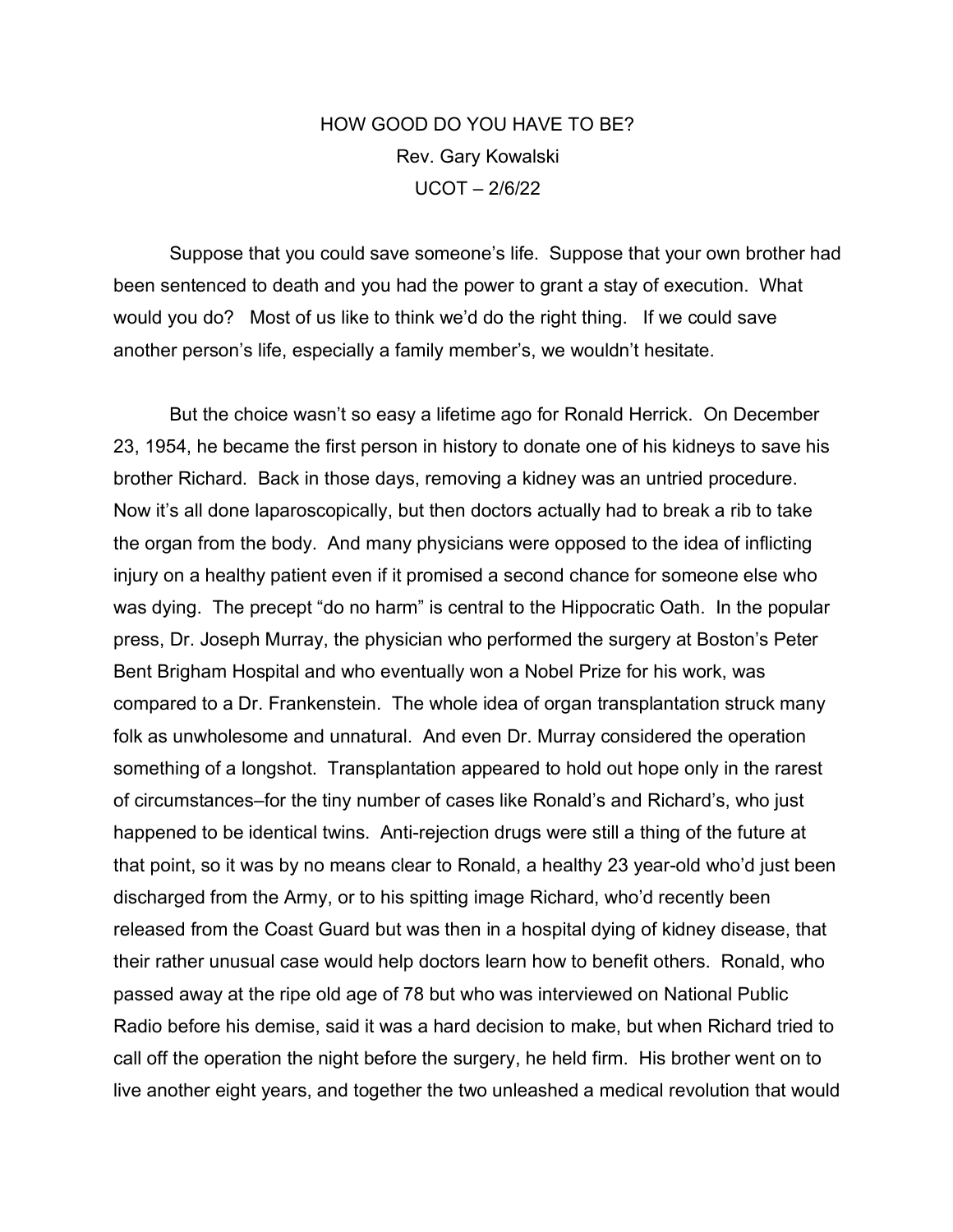# HOW GOOD DO YOU HAVE TO BE?

Rev. Gary Kowalski

UCOT – 2/6/22

Suppose that you could save someone's life. Suppose that your own brother had been sentenced to death and you had the power to grant a stay of execution. What would you do? Most of us like to think we'd do the right thing. If we could save another person's life, especially a family member's, we wouldn't hesitate.

But the choice wasn't so easy a lifetime ago for Ronald Herrick. On December 23, 1954, he became the first person in history to donate one of his kidneys to save his brother Richard. Back in those days, removing a kidney was an untried procedure. Now it's all done laparoscopically, but then doctors actually had to break a rib to take the organ from the body. And many physicians were opposed to the idea of inflicting injury on a healthy patient even if it promised a second chance for someone else who was dying. The precept "do no harm" is central to the Hippocratic Oath. In the popular press, Dr. Joseph Murray, the physician who performed the surgery at Boston's Peter Bent Brigham Hospital and who eventually won a Nobel Prize for his work, was compared to a Dr. Frankenstein. The whole idea of organ transplantation struck many folk as unwholesome and unnatural. And even Dr. Murray considered the operation something of a longshot. Transplantation appeared to hold out hope only in the rarest of circumstances–for the tiny number of cases like Ronald's and Richard's, who just happened to be identical twins. Anti-rejection drugs were still a thing of the future at that point, so it was by no means clear to Ronald, a healthy 23 year-old who'd just been discharged from the Army, or to his spitting image Richard, who'd recently been released from the Coast Guard but was then in a hospital dying of kidney disease, that their rather unusual case would help doctors learn how to benefit others. Ronald, who passed away at the ripe old age of 78 but who was interviewed on National Public Radio before his demise, said it was a hard decision to make, but when Richard tried to call off the operation the night before the surgery, he held firm. His brother went on to live another eight years, and together the two unleashed a medical revolution that would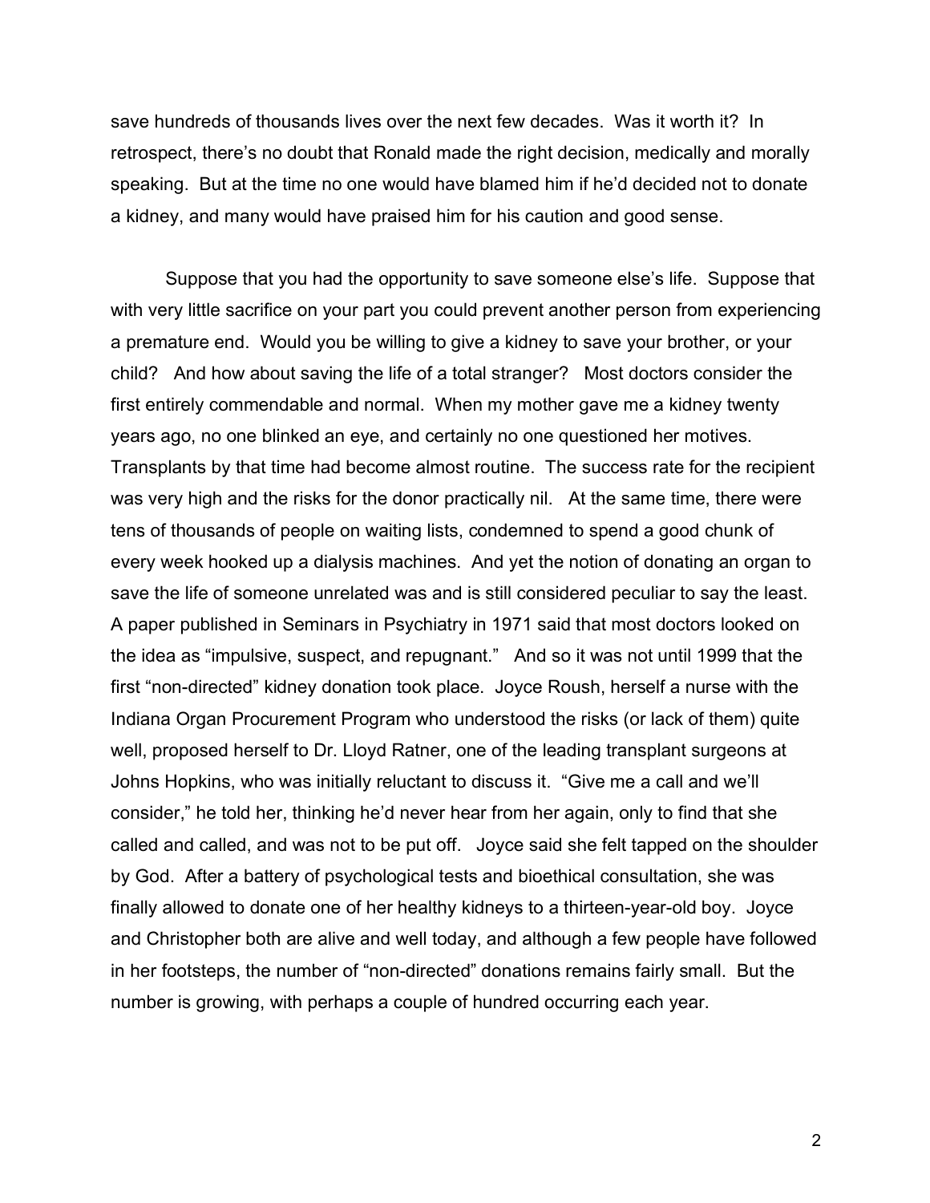save hundreds of thousands lives over the next few decades. Was it worth it? In retrospect, there's no doubt that Ronald made the right decision, medically and morally speaking. But at the time no one would have blamed him if he'd decided not to donate a kidney, and many would have praised him for his caution and good sense.

Suppose that you had the opportunity to save someone else's life. Suppose that with very little sacrifice on your part you could prevent another person from experiencing a premature end. Would you be willing to give a kidney to save your brother, or your child? And how about saving the life of a total stranger? Most doctors consider the first entirely commendable and normal. When my mother gave me a kidney twenty years ago, no one blinked an eye, and certainly no one questioned her motives. Transplants by that time had become almost routine. The success rate for the recipient was very high and the risks for the donor practically nil. At the same time, there were tens of thousands of people on waiting lists, condemned to spend a good chunk of every week hooked up a dialysis machines. And yet the notion of donating an organ to save the life of someone unrelated was and is still considered peculiar to say the least. A paper published in Seminars in Psychiatry in 1971 said that most doctors looked on the idea as "impulsive, suspect, and repugnant." And so it was not until 1999 that the first "non-directed" kidney donation took place. Joyce Roush, herself a nurse with the Indiana Organ Procurement Program who understood the risks (or lack of them) quite well, proposed herself to Dr. Lloyd Ratner, one of the leading transplant surgeons at Johns Hopkins, who was initially reluctant to discuss it. "Give me a call and we'll consider," he told her, thinking he'd never hear from her again, only to find that she called and called, and was not to be put off. Joyce said she felt tapped on the shoulder by God. After a battery of psychological tests and bioethical consultation, she was finally allowed to donate one of her healthy kidneys to a thirteen-year-old boy. Joyce and Christopher both are alive and well today, and although a few people have followed in her footsteps, the number of "non-directed" donations remains fairly small. But the number is growing, with perhaps a couple of hundred occurring each year.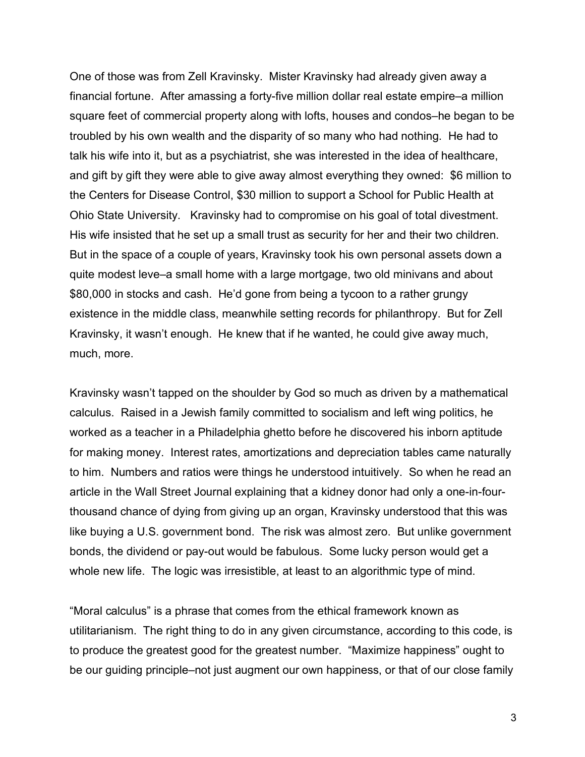One of those was from Zell Kravinsky. Mister Kravinsky had already given away a financial fortune. After amassing a forty-five million dollar real estate empire–a million square feet of commercial property along with lofts, houses and condos–he began to be troubled by his own wealth and the disparity of so many who had nothing. He had to talk his wife into it, but as a psychiatrist, she was interested in the idea of healthcare, and gift by gift they were able to give away almost everything they owned: $6 million to the Centers for Disease Control, $30 million to support a School for Public Health at Ohio State University. Kravinsky had to compromise on his goal of total divestment. His wife insisted that he set up a small trust as security for her and their two children. But in the space of a couple of years, Kravinsky took his own personal assets down a quite modest leve–a small home with a large mortgage, two old minivans and about $80,000 in stocks and cash. He'd gone from being a tycoon to a rather grungy existence in the middle class, meanwhile setting records for philanthropy. But for Zell Kravinsky, it wasn't enough. He knew that if he wanted, he could give away much, much, more.

Kravinsky wasn't tapped on the shoulder by God so much as driven by a mathematical calculus. Raised in a Jewish family committed to socialism and left wing politics, he worked as a teacher in a Philadelphia ghetto before he discovered his inborn aptitude for making money. Interest rates, amortizations and depreciation tables came naturally to him. Numbers and ratios were things he understood intuitively. So when he read an article in the Wall Street Journal explaining that a kidney donor had only a one-in-four-thousand chance of dying from giving up an organ, Kravinsky understood that this was like buying a U.S. government bond. The risk was almost zero. But unlike government bonds, the dividend or pay-out would be fabulous. Some lucky person would get a whole new life. The logic was irresistible, at least to an algorithmic type of mind.

"Moral calculus" is a phrase that comes from the ethical framework known as utilitarianism. The right thing to do in any given circumstance, according to this code, is to produce the greatest good for the greatest number. "Maximize happiness" ought to be our guiding principle–not just augment our own happiness, or that of our close family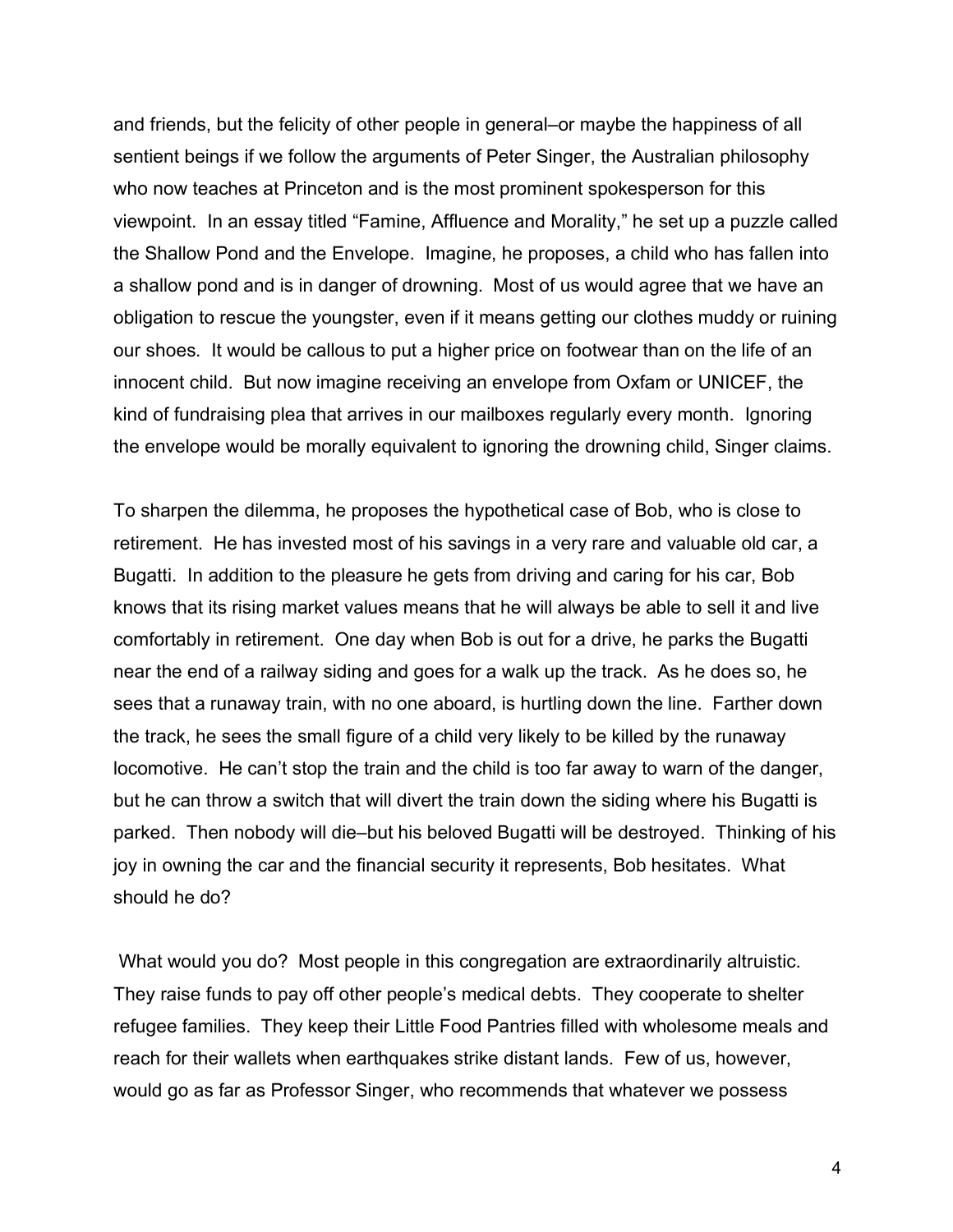and friends, but the felicity of other people in general–or maybe the happiness of all sentient beings if we follow the arguments of Peter Singer, the Australian philosophy who now teaches at Princeton and is the most prominent spokesperson for this viewpoint. In an essay titled "Famine, Affluence and Morality," he set up a puzzle called the Shallow Pond and the Envelope. Imagine, he proposes, a child who has fallen into a shallow pond and is in danger of drowning. Most of us would agree that we have an obligation to rescue the youngster, even if it means getting our clothes muddy or ruining our shoes. It would be callous to put a higher price on footwear than on the life of an innocent child. But now imagine receiving an envelope from Oxfam or UNICEF, the kind of fundraising plea that arrives in our mailboxes regularly every month. Ignoring the envelope would be morally equivalent to ignoring the drowning child, Singer claims.

To sharpen the dilemma, he proposes the hypothetical case of Bob, who is close to retirement. He has invested most of his savings in a very rare and valuable old car, a Bugatti. In addition to the pleasure he gets from driving and caring for his car, Bob knows that its rising market values means that he will always be able to sell it and live comfortably in retirement. One day when Bob is out for a drive, he parks the Bugatti near the end of a railway siding and goes for a walk up the track. As he does so, he sees that a runaway train, with no one aboard, is hurtling down the line. Farther down the track, he sees the small figure of a child very likely to be killed by the runaway locomotive. He can't stop the train and the child is too far away to warn of the danger, but he can throw a switch that will divert the train down the siding where his Bugatti is parked. Then nobody will die–but his beloved Bugatti will be destroyed. Thinking of his joy in owning the car and the financial security it represents, Bob hesitates. What should he do?

What would you do? Most people in this congregation are extraordinarily altruistic. They raise funds to pay off other people's medical debts. They cooperate to shelter refugee families. They keep their Little Food Pantries filled with wholesome meals and reach for their wallets when earthquakes strike distant lands. Few of us, however, would go as far as Professor Singer, who recommends that whatever we possess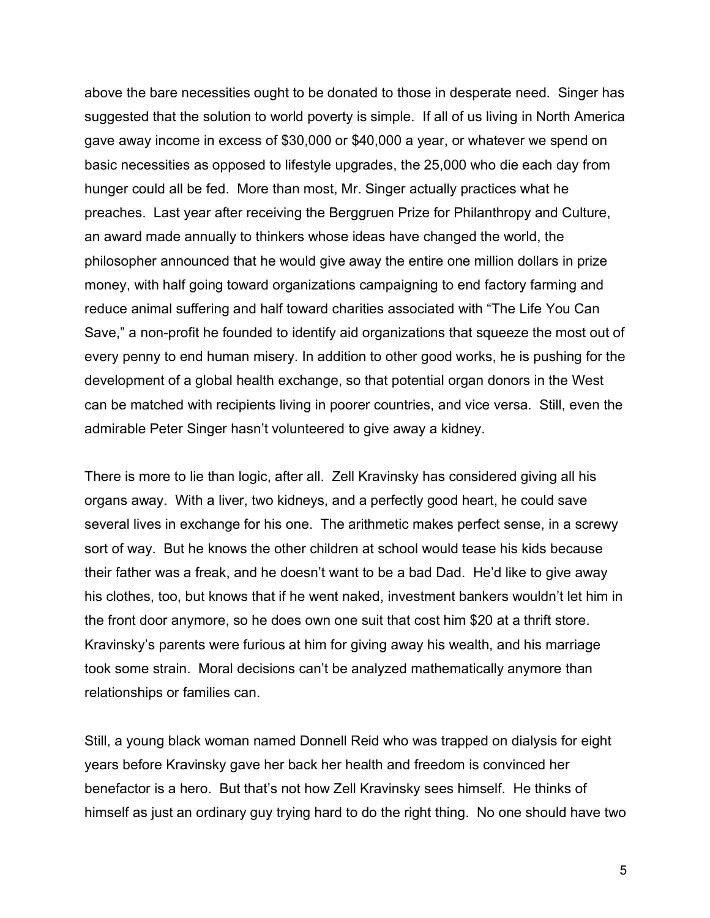above the bare necessities ought to be donated to those in desperate need. Singer has suggested that the solution to world poverty is simple. If all of us living in North America gave away income in excess of $30,000 or $40,000 a year, or whatever we spend on basic necessities as opposed to lifestyle upgrades, the 25,000 who die each day from hunger could all be fed. More than most, Mr. Singer actually practices what he preaches. Last year after receiving the Berggruen Prize for Philanthropy and Culture, an award made annually to thinkers whose ideas have changed the world, the philosopher announced that he would give away the entire one million dollars in prize money, with half going toward organizations campaigning to end factory farming and reduce animal suffering and half toward charities associated with "The Life You Can Save," a non-profit he founded to identify aid organizations that squeeze the most out of every penny to end human misery. In addition to other good works, he is pushing for the development of a global health exchange, so that potential organ donors in the West can be matched with recipients living in poorer countries, and vice versa. Still, even the admirable Peter Singer hasn't volunteered to give away a kidney.

There is more to lie than logic, after all. Zell Kravinsky has considered giving all his organs away. With a liver, two kidneys, and a perfectly good heart, he could save several lives in exchange for his one. The arithmetic makes perfect sense, in a screwy sort of way. But he knows the other children at school would tease his kids because their father was a freak, and he doesn't want to be a bad Dad. He'd like to give away his clothes, too, but knows that if he went naked, investment bankers wouldn't let him in the front door anymore, so he does own one suit that cost him $20 at a thrift store. Kravinsky's parents were furious at him for giving away his wealth, and his marriage took some strain. Moral decisions can't be analyzed mathematically anymore than relationships or families can.

Still, a young black woman named Donnell Reid who was trapped on dialysis for eight years before Kravinsky gave her back her health and freedom is convinced her benefactor is a hero. But that's not how Zell Kravinsky sees himself. He thinks of himself as just an ordinary guy trying hard to do the right thing. No one should have two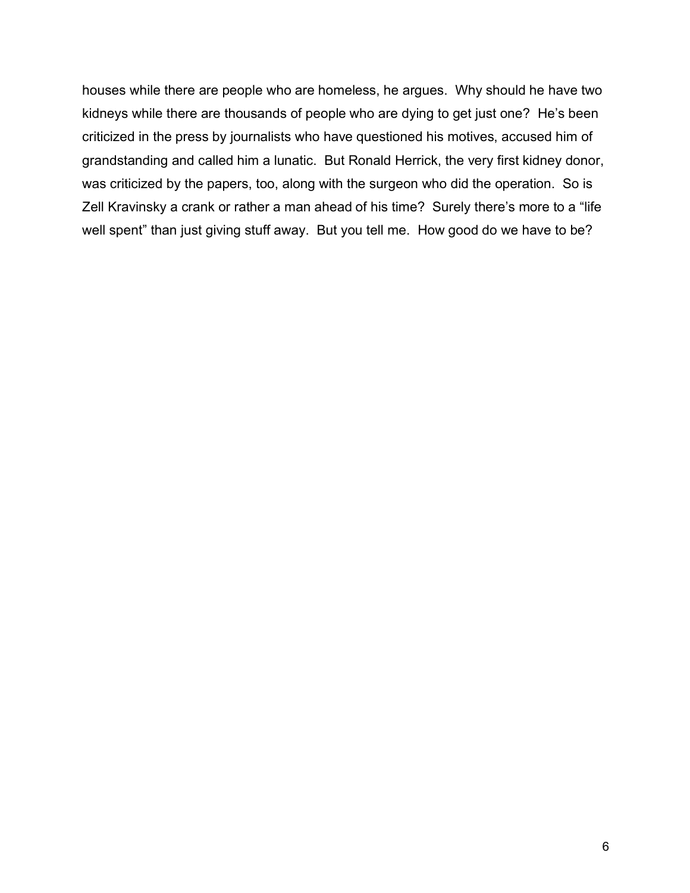houses while there are people who are homeless, he argues. Why should he have two kidneys while there are thousands of people who are dying to get just one? He's been criticized in the press by journalists who have questioned his motives, accused him of grandstanding and called him a lunatic. But Ronald Herrick, the very first kidney donor, was criticized by the papers, too, along with the surgeon who did the operation. So is Zell Kravinsky a crank or rather a man ahead of his time? Surely there's more to a "life well spent" than just giving stuff away. But you tell me. How good do we have to be?